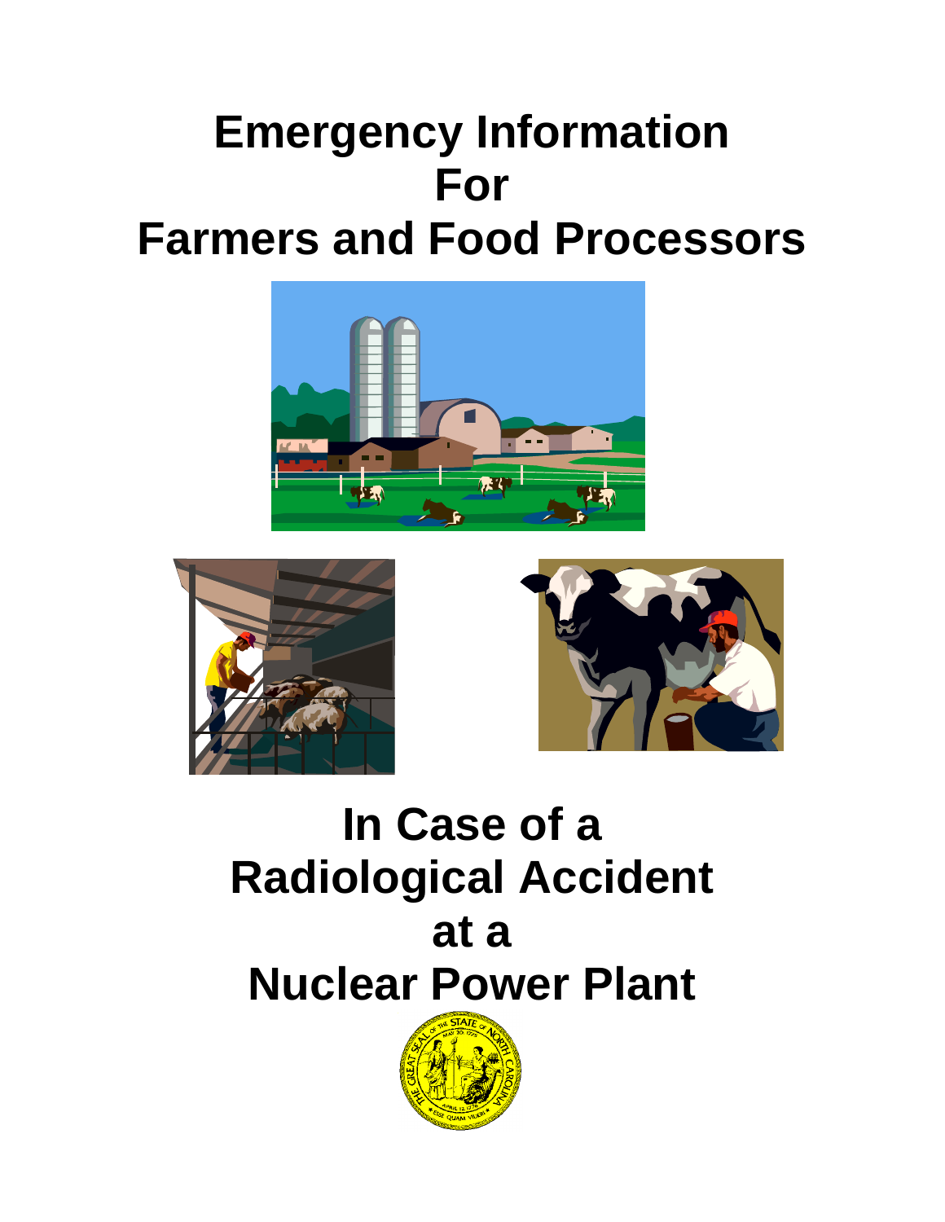# Emergency Information For Farmers and Food Processors

# In Case of a Radiological Accident at a Nuclear Power Plant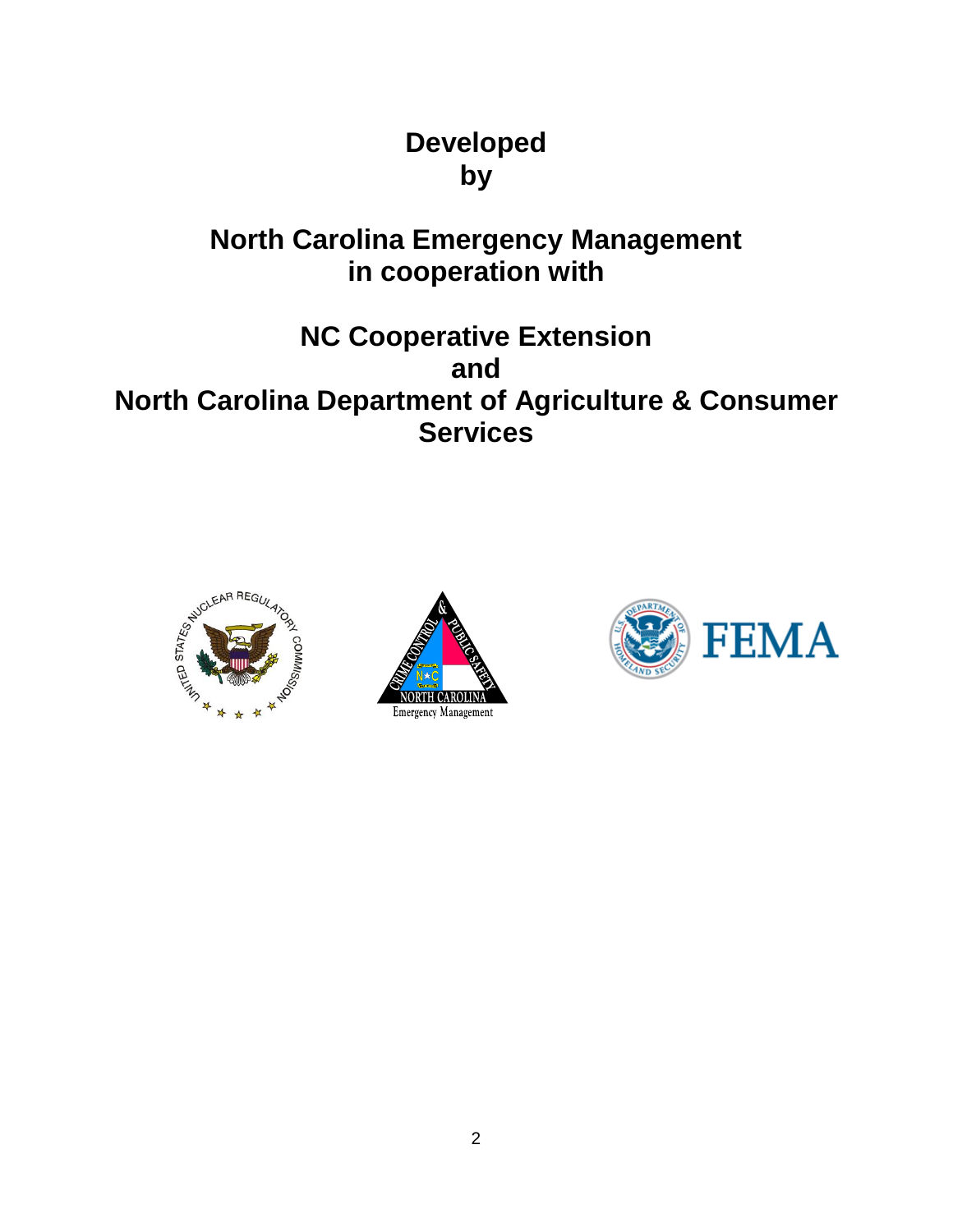**Developed by**

**North Carolina Emergency Management in cooperation with**

**NC Cooperative Extension and North Carolina Department of Agriculture & Consumer Services**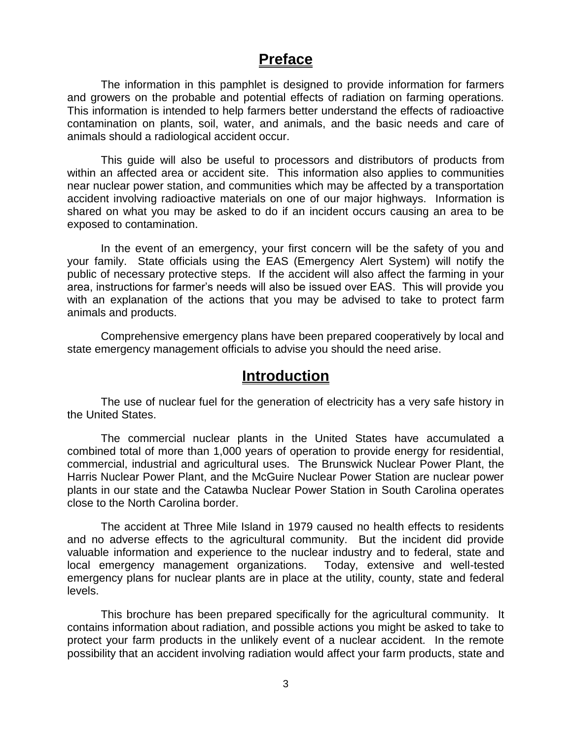## Preface

The information in this pamphlet is designed to provide information for farmers and growers on the probable and potential effects of radiation on farming operations. This information is intended to help farmers better understand the effects of radioactive contamination on plants, soil, water, and animals, and the basic needs and care of animals should a radiological accident occur.

This guide will also be useful to processors and distributors of products from within an affected area or accident site. This information also applies to communities near nuclear power station, and communities which may be affected by a transportation accident involving radioactive materials on one of our major highways. Information is shared on what you may be asked to do if an incident occurs causing an area to be exposed to contamination.

In the event of an emergency, your first concern will be the safety of you and your family. State officials using the EAS (Emergency Alert System) will notify the public of necessary protective steps. If the accident will also affect the farming in your area, instructions for farmer's needs will also be issued over EAS. This will provide you with an explanation of the actions that you may be advised to take to protect farm animals and products.

Comprehensive emergency plans have been prepared cooperatively by local and state emergency management officials to advise you should the need arise.

## Introduction

The use of nuclear fuel for the generation of electricity has a very safe history in the United States.

The commercial nuclear plants in the United States have accumulated a combined total of more than 1,000 years of operation to provide energy for residential, commercial, industrial and agricultural uses. The Brunswick Nuclear Power Plant, the Harris Nuclear Power Plant, and the McGuire Nuclear Power Station are nuclear power plants in our state and the Catawba Nuclear Power Station in South Carolina operates close to the North Carolina border.

The accident at Three Mile Island in 1979 caused no health effects to residents and no adverse effects to the agricultural community. But the incident did provide valuable information and experience to the nuclear industry and to federal, state and local emergency management organizations. Today, extensive and well-tested emergency plans for nuclear plants are in place at the utility, county, state and federal levels.

This brochure has been prepared specifically for the agricultural community. It contains information about radiation, and possible actions you might be asked to take to protect your farm products in the unlikely event of a nuclear accident. In the remote possibility that an accident involving radiation would affect your farm products, state and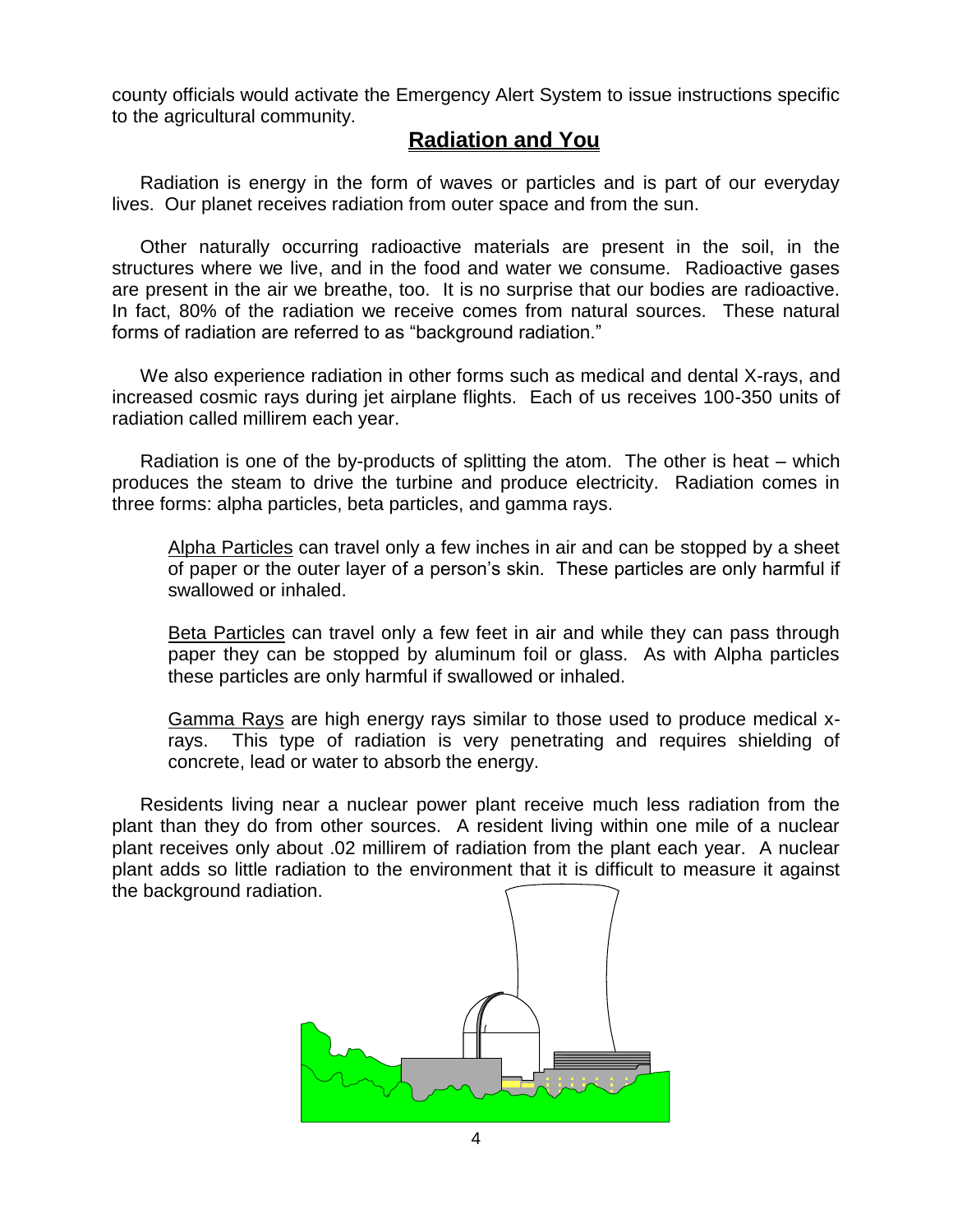county officials would activate the Emergency Alert System to issue instructions specific to the agricultural community.

## Radiation and You

Radiation is energy in the form of waves or particles and is part of our everyday lives. Our planet receives radiation from outer space and from the sun.

Other naturally occurring radioactive materials are present in the soil, in the structures where we live, and in the food and water we consume. Radioactive gases are present in the air we breathe, too. It is no surprise that our bodies are radioactive. In fact, 80% of the radiation we receive comes from natural sources. These natural forms of radiation are referred to as "background radiation."

We also experience radiation in other forms such as medical and dental X-rays, and increased cosmic rays during jet airplane flights. Each of us receives 100-350 units of radiation called millirem each year.

Radiation is one of the by-products of splitting the atom. The other is heat – which produces the steam to drive the turbine and produce electricity. Radiation comes in three forms: alpha particles, beta particles, and gamma rays.

Alpha Particles can travel only a few inches in air and can be stopped by a sheet of paper or the outer layer of a person's skin. These particles are only harmful if swallowed or inhaled.

Beta Particles can travel only a few feet in air and while they can pass through paper they can be stopped by aluminum foil or glass. As with Alpha particles these particles are only harmful if swallowed or inhaled.

Gamma Rays are high energy rays similar to those used to produce medical x-rays. This type of radiation is very penetrating and requires shielding of concrete, lead or water to absorb the energy.

Residents living near a nuclear power plant receive much less radiation from the plant than they do from other sources. A resident living within one mile of a nuclear plant receives only about .02 millirem of radiation from the plant each year. A nuclear plant adds so little radiation to the environment that it is difficult to measure it against the background radiation.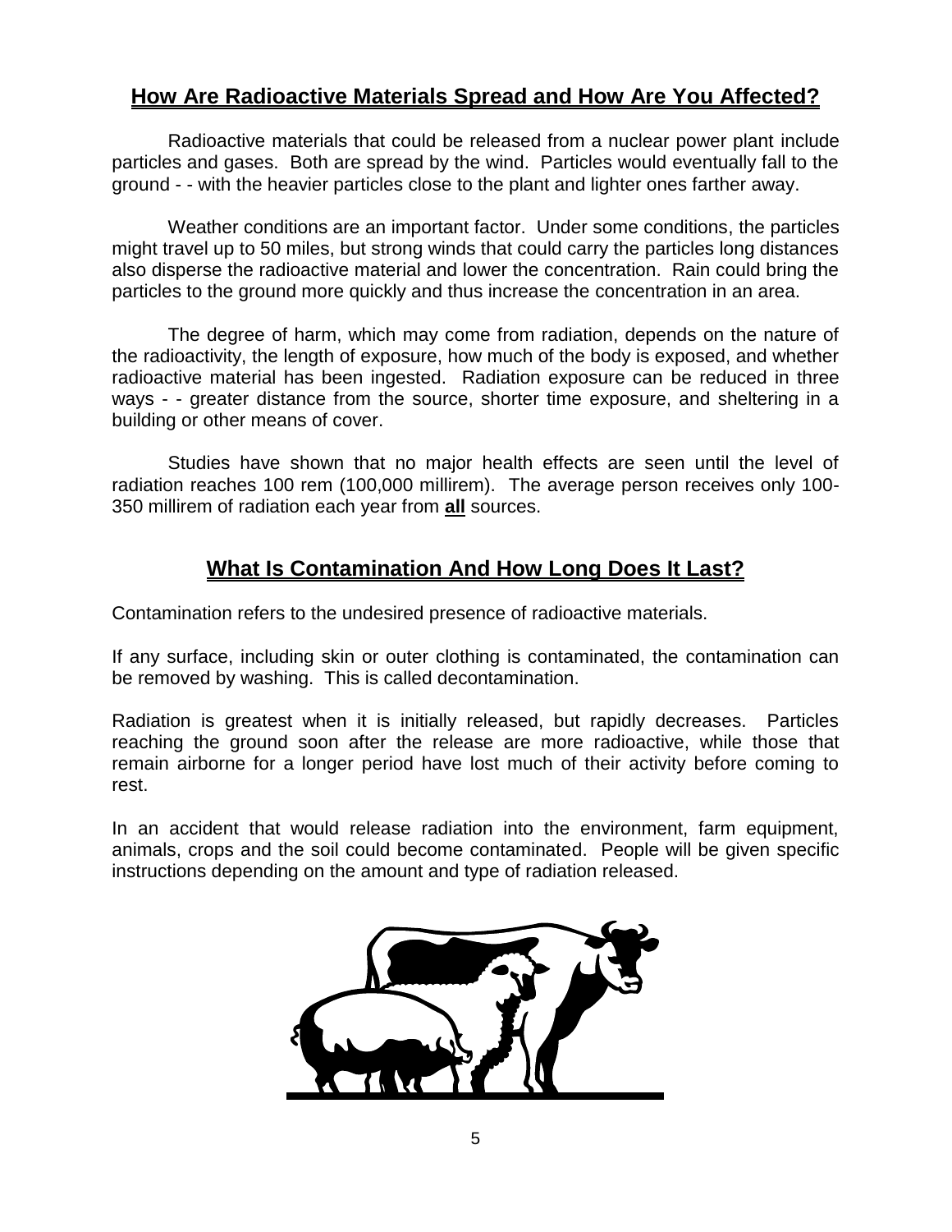## How Are Radioactive Materials Spread and How Are You Affected?

Radioactive materials that could be released from a nuclear power plant include particles and gases. Both are spread by the wind. Particles would eventually fall to the ground - - with the heavier particles close to the plant and lighter ones farther away.

Weather conditions are an important factor. Under some conditions, the particles might travel up to 50 miles, but strong winds that could carry the particles long distances also disperse the radioactive material and lower the concentration. Rain could bring the particles to the ground more quickly and thus increase the concentration in an area.

The degree of harm, which may come from radiation, depends on the nature of the radioactivity, the length of exposure, how much of the body is exposed, and whether radioactive material has been ingested. Radiation exposure can be reduced in three ways - - greater distance from the source, shorter time exposure, and sheltering in a building or other means of cover.

Studies have shown that no major health effects are seen until the level of radiation reaches 100 rem (100,000 millirem). The average person receives only 100-350 millirem of radiation each year from **all** sources.

## What Is Contamination And How Long Does It Last?

Contamination refers to the undesired presence of radioactive materials.

If any surface, including skin or outer clothing is contaminated, the contamination can be removed by washing. This is called decontamination.

Radiation is greatest when it is initially released, but rapidly decreases. Particles reaching the ground soon after the release are more radioactive, while those that remain airborne for a longer period have lost much of their activity before coming to rest.

In an accident that would release radiation into the environment, farm equipment, animals, crops and the soil could become contaminated. People will be given specific instructions depending on the amount and type of radiation released.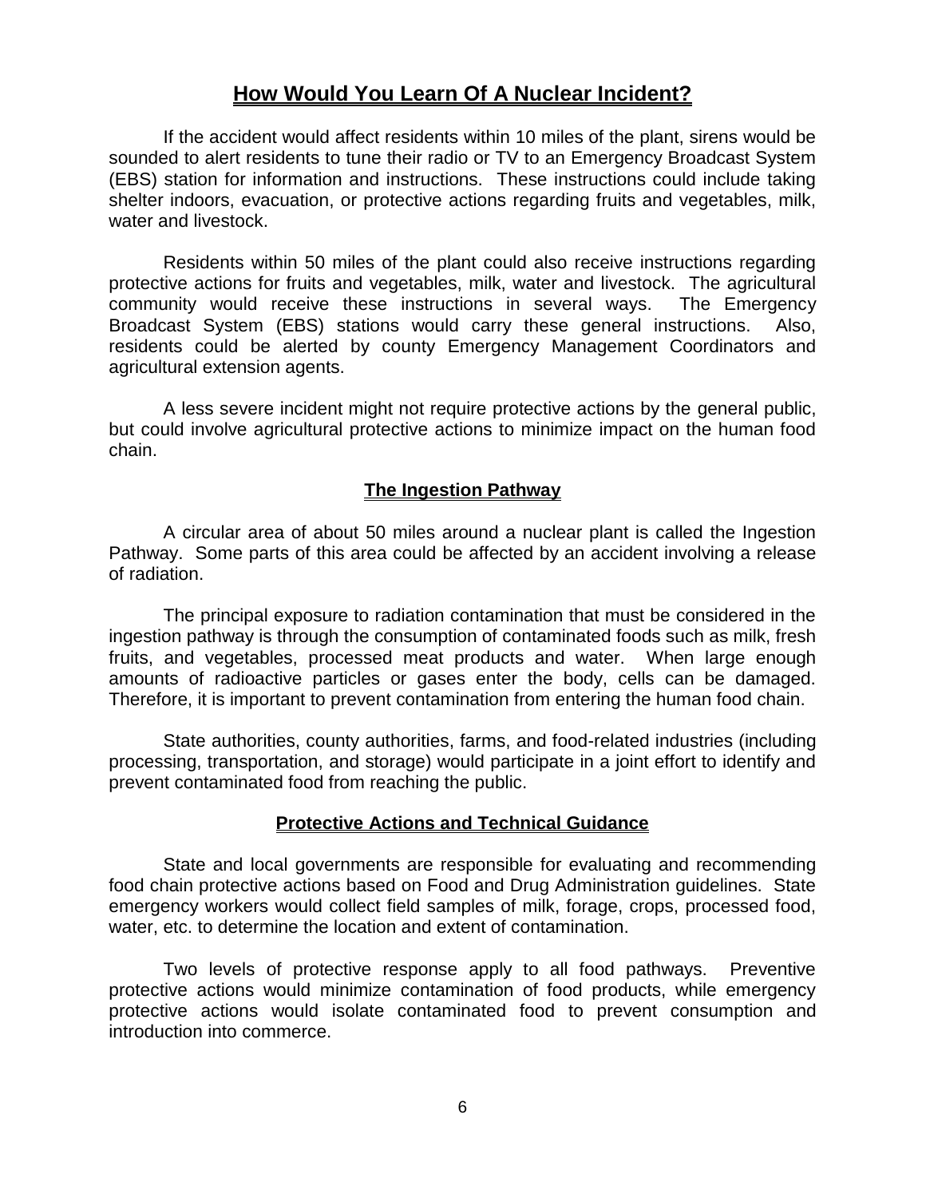## How Would You Learn Of A Nuclear Incident?

If the accident would affect residents within 10 miles of the plant, sirens would be sounded to alert residents to tune their radio or TV to an Emergency Broadcast System (EBS) station for information and instructions. These instructions could include taking shelter indoors, evacuation, or protective actions regarding fruits and vegetables, milk, water and livestock.

Residents within 50 miles of the plant could also receive instructions regarding protective actions for fruits and vegetables, milk, water and livestock. The agricultural community would receive these instructions in several ways. The Emergency Broadcast System (EBS) stations would carry these general instructions. Also, residents could be alerted by county Emergency Management Coordinators and agricultural extension agents.

A less severe incident might not require protective actions by the general public, but could involve agricultural protective actions to minimize impact on the human food chain.

### The Ingestion Pathway

A circular area of about 50 miles around a nuclear plant is called the Ingestion Pathway. Some parts of this area could be affected by an accident involving a release of radiation.

The principal exposure to radiation contamination that must be considered in the ingestion pathway is through the consumption of contaminated foods such as milk, fresh fruits, and vegetables, processed meat products and water. When large enough amounts of radioactive particles or gases enter the body, cells can be damaged. Therefore, it is important to prevent contamination from entering the human food chain.

State authorities, county authorities, farms, and food-related industries (including processing, transportation, and storage) would participate in a joint effort to identify and prevent contaminated food from reaching the public.

### Protective Actions and Technical Guidance

State and local governments are responsible for evaluating and recommending food chain protective actions based on Food and Drug Administration guidelines. State emergency workers would collect field samples of milk, forage, crops, processed food, water, etc. to determine the location and extent of contamination.

Two levels of protective response apply to all food pathways. Preventive protective actions would minimize contamination of food products, while emergency protective actions would isolate contaminated food to prevent consumption and introduction into commerce.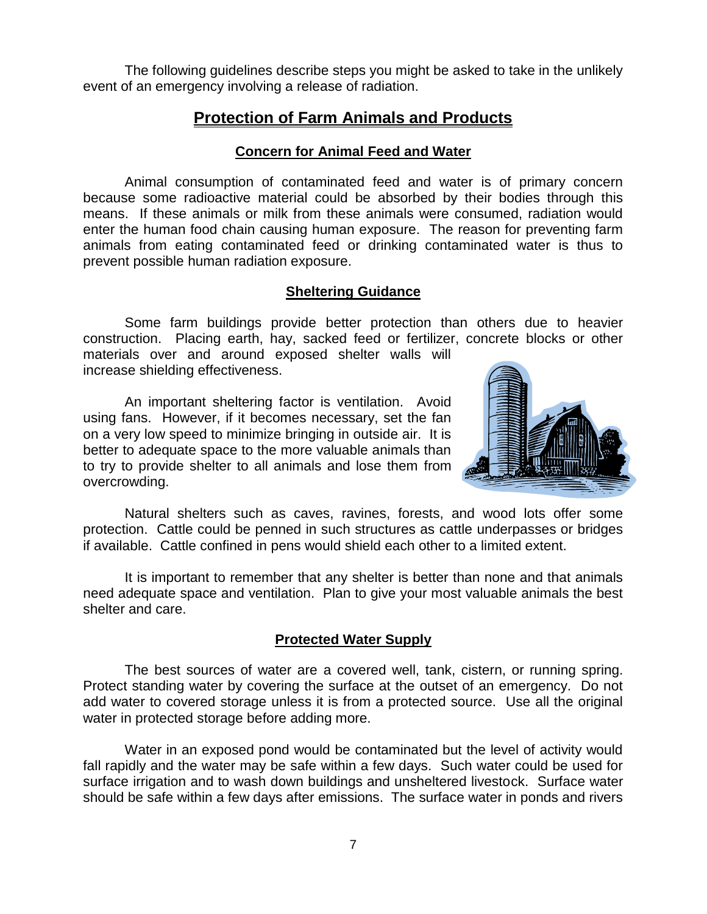The following guidelines describe steps you might be asked to take in the unlikely event of an emergency involving a release of radiation.

## Protection of Farm Animals and Products

### Concern for Animal Feed and Water

Animal consumption of contaminated feed and water is of primary concern because some radioactive material could be absorbed by their bodies through this means. If these animals or milk from these animals were consumed, radiation would enter the human food chain causing human exposure. The reason for preventing farm animals from eating contaminated feed or drinking contaminated water is thus to prevent possible human radiation exposure.

### Sheltering Guidance

Some farm buildings provide better protection than others due to heavier construction. Placing earth, hay, sacked feed or fertilizer, concrete blocks or other materials over and around exposed shelter walls will increase shielding effectiveness.

An important sheltering factor is ventilation. Avoid using fans. However, if it becomes necessary, set the fan on a very low speed to minimize bringing in outside air. It is better to adequate space to the more valuable animals than to try to provide shelter to all animals and lose them from overcrowding.

Natural shelters such as caves, ravines, forests, and wood lots offer some protection. Cattle could be penned in such structures as cattle underpasses or bridges if available. Cattle confined in pens would shield each other to a limited extent.

It is important to remember that any shelter is better than none and that animals need adequate space and ventilation. Plan to give your most valuable animals the best shelter and care.

### Protected Water Supply

The best sources of water are a covered well, tank, cistern, or running spring. Protect standing water by covering the surface at the outset of an emergency. Do not add water to covered storage unless it is from a protected source. Use all the original water in protected storage before adding more.

Water in an exposed pond would be contaminated but the level of activity would fall rapidly and the water may be safe within a few days. Such water could be used for surface irrigation and to wash down buildings and unsheltered livestock. Surface water should be safe within a few days after emissions. The surface water in ponds and rivers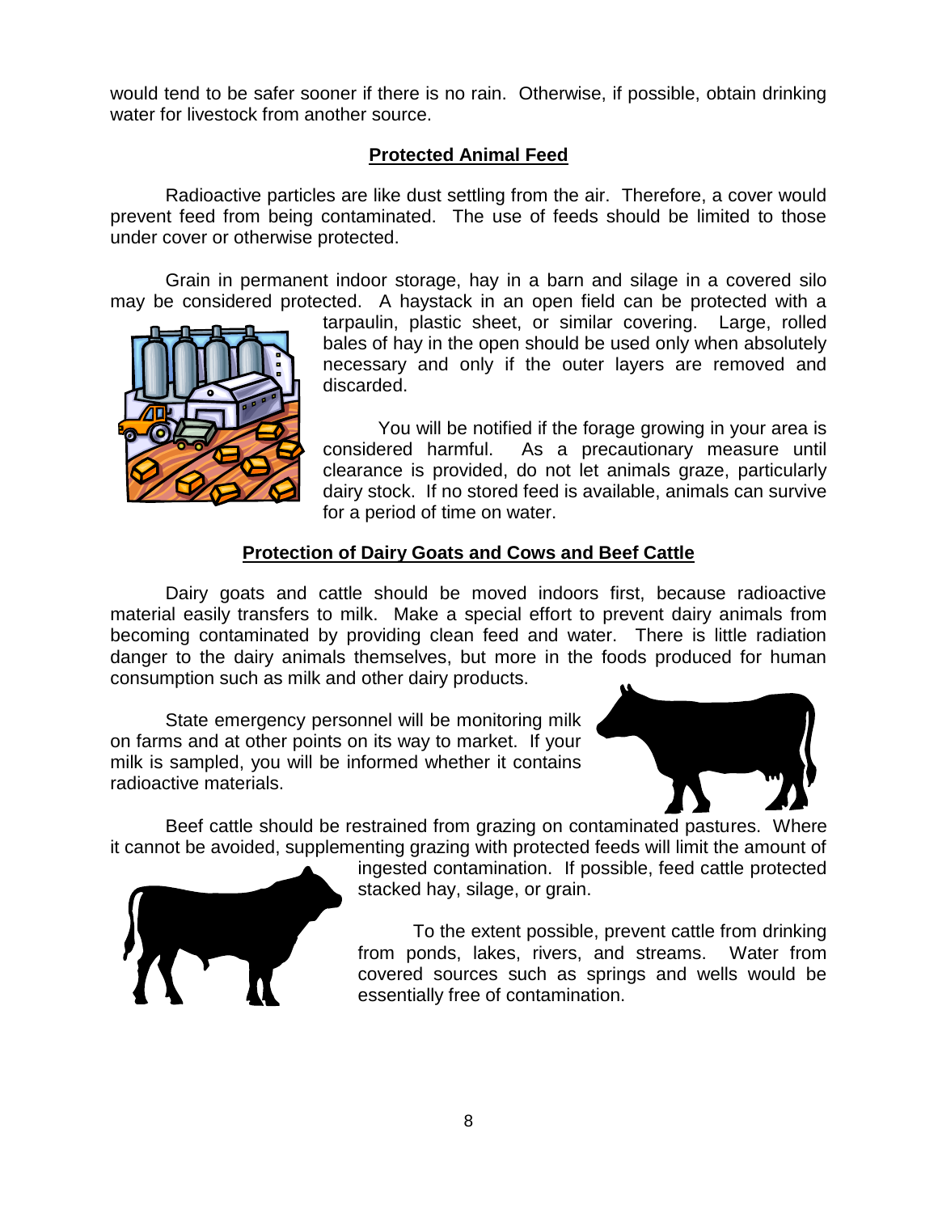would tend to be safer sooner if there is no rain. Otherwise, if possible, obtain drinking water for livestock from another source.

## Protected Animal Feed

Radioactive particles are like dust settling from the air. Therefore, a cover would prevent feed from being contaminated. The use of feeds should be limited to those under cover or otherwise protected.

Grain in permanent indoor storage, hay in a barn and silage in a covered silo may be considered protected. A haystack in an open field can be protected with a tarpaulin, plastic sheet, or similar covering. Large, rolled bales of hay in the open should be used only when absolutely necessary and only if the outer layers are removed and discarded.

You will be notified if the forage growing in your area is considered harmful. As a precautionary measure until clearance is provided, do not let animals graze, particularly dairy stock. If no stored feed is available, animals can survive for a period of time on water.

## Protection of Dairy Goats and Cows and Beef Cattle

Dairy goats and cattle should be moved indoors first, because radioactive material easily transfers to milk. Make a special effort to prevent dairy animals from becoming contaminated by providing clean feed and water. There is little radiation danger to the dairy animals themselves, but more in the foods produced for human consumption such as milk and other dairy products.

State emergency personnel will be monitoring milk on farms and at other points on its way to market. If your milk is sampled, you will be informed whether it contains radioactive materials.

Beef cattle should be restrained from grazing on contaminated pastures. Where it cannot be avoided, supplementing grazing with protected feeds will limit the amount of ingested contamination. If possible, feed cattle protected stacked hay, silage, or grain.

To the extent possible, prevent cattle from drinking from ponds, lakes, rivers, and streams. Water from covered sources such as springs and wells would be essentially free of contamination.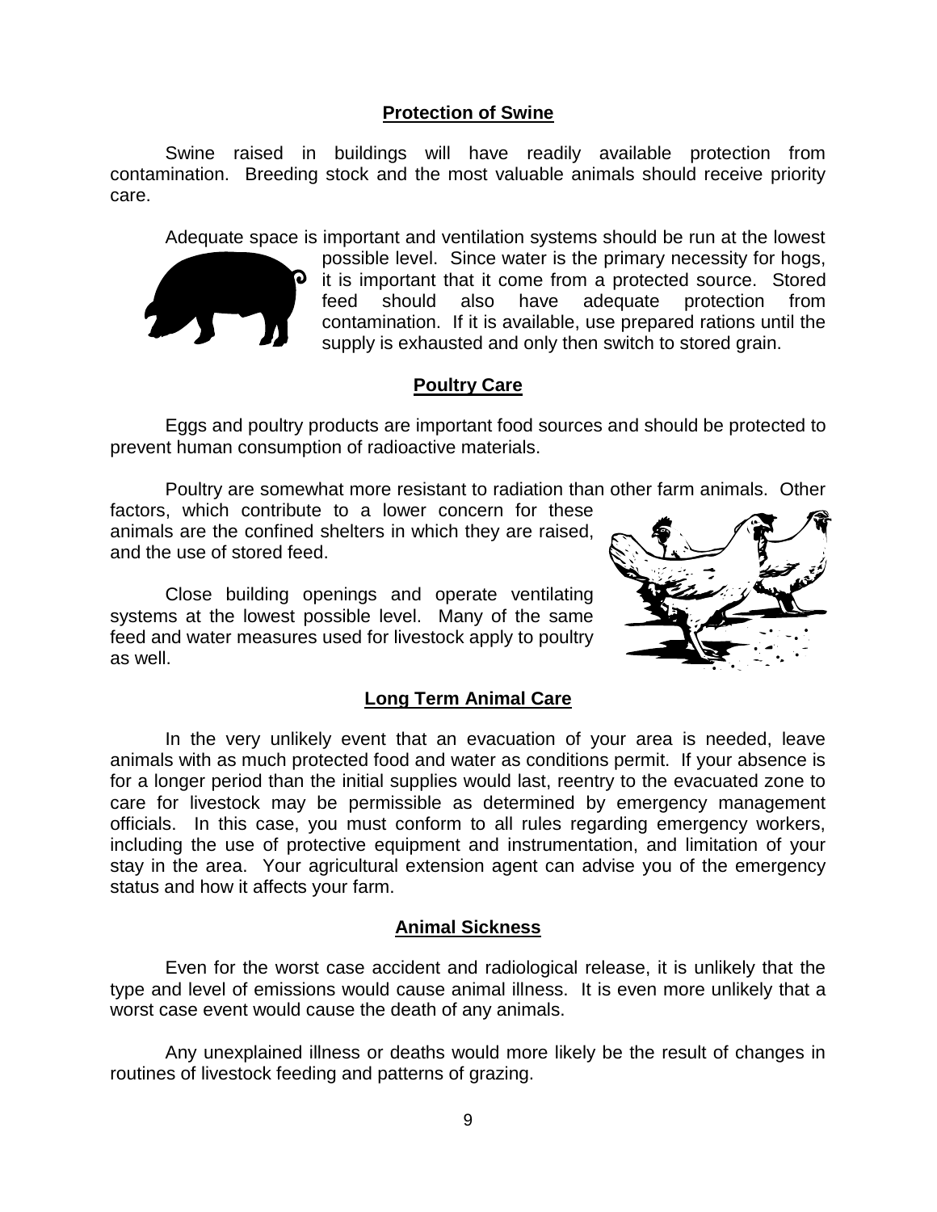## Protection of Swine

Swine raised in buildings will have readily available protection from contamination. Breeding stock and the most valuable animals should receive priority care.

Adequate space is important and ventilation systems should be run at the lowest possible level. Since water is the primary necessity for hogs, it is important that it come from a protected source. Stored feed should also have adequate protection from contamination. If it is available, use prepared rations until the supply is exhausted and only then switch to stored grain.

## Poultry Care

Eggs and poultry products are important food sources and should be protected to prevent human consumption of radioactive materials.

Poultry are somewhat more resistant to radiation than other farm animals. Other factors, which contribute to a lower concern for these animals are the confined shelters in which they are raised, and the use of stored feed.

Close building openings and operate ventilating systems at the lowest possible level. Many of the same feed and water measures used for livestock apply to poultry as well.

## Long Term Animal Care

In the very unlikely event that an evacuation of your area is needed, leave animals with as much protected food and water as conditions permit. If your absence is for a longer period than the initial supplies would last, reentry to the evacuated zone to care for livestock may be permissible as determined by emergency management officials. In this case, you must conform to all rules regarding emergency workers, including the use of protective equipment and instrumentation, and limitation of your stay in the area. Your agricultural extension agent can advise you of the emergency status and how it affects your farm.

## Animal Sickness

Even for the worst case accident and radiological release, it is unlikely that the type and level of emissions would cause animal illness. It is even more unlikely that a worst case event would cause the death of any animals.

Any unexplained illness or deaths would more likely be the result of changes in routines of livestock feeding and patterns of grazing.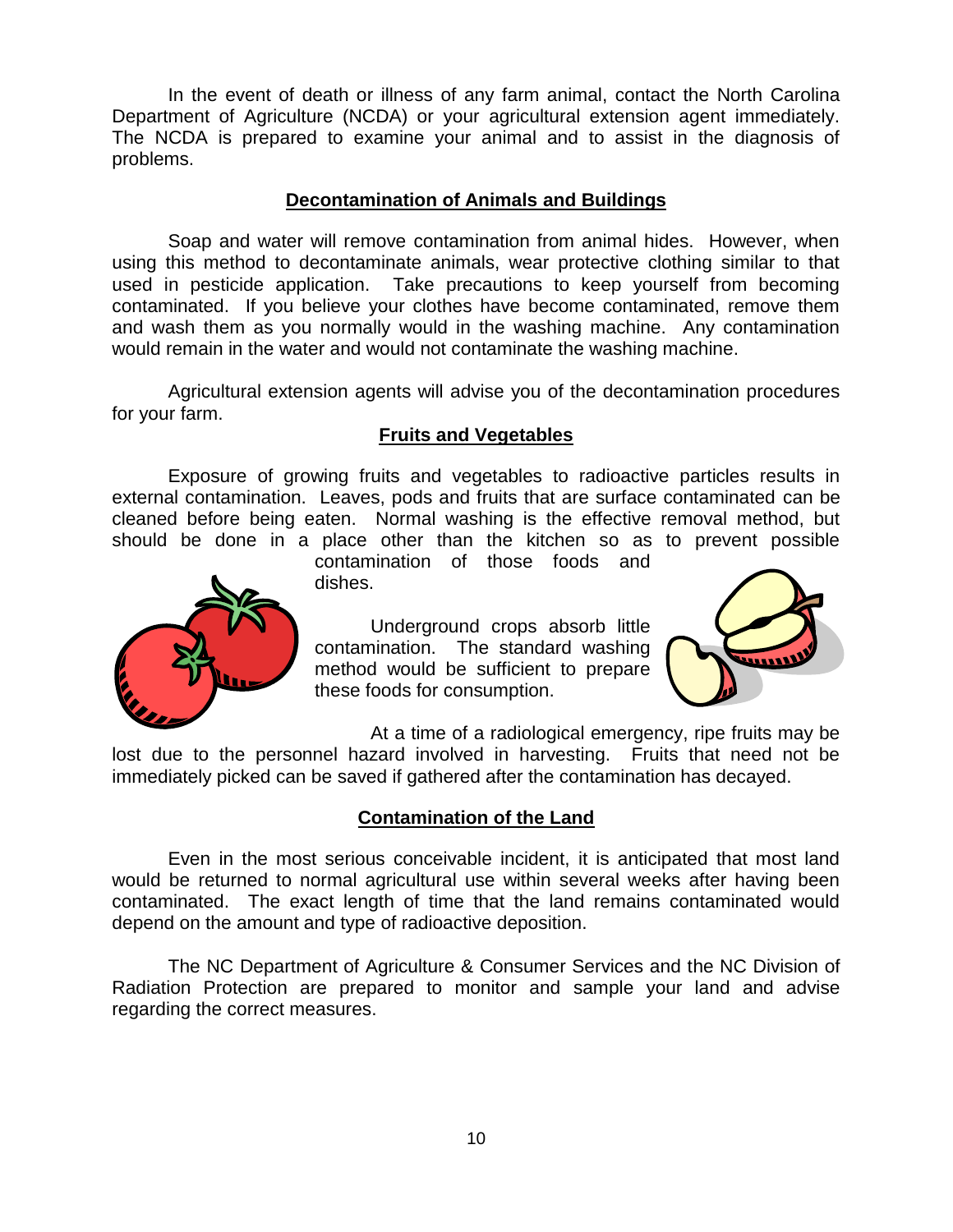In the event of death or illness of any farm animal, contact the North Carolina Department of Agriculture (NCDA) or your agricultural extension agent immediately. The NCDA is prepared to examine your animal and to assist in the diagnosis of problems.

## Decontamination of Animals and Buildings

Soap and water will remove contamination from animal hides. However, when using this method to decontaminate animals, wear protective clothing similar to that used in pesticide application. Take precautions to keep yourself from becoming contaminated. If you believe your clothes have become contaminated, remove them and wash them as you normally would in the washing machine. Any contamination would remain in the water and would not contaminate the washing machine.

Agricultural extension agents will advise you of the decontamination procedures for your farm.

## Fruits and Vegetables

Exposure of growing fruits and vegetables to radioactive particles results in external contamination. Leaves, pods and fruits that are surface contaminated can be cleaned before being eaten. Normal washing is the effective removal method, but should be done in a place other than the kitchen so as to prevent possible contamination of those foods and dishes.

Underground crops absorb little contamination. The standard washing method would be sufficient to prepare these foods for consumption.

At a time of a radiological emergency, ripe fruits may be lost due to the personnel hazard involved in harvesting. Fruits that need not be immediately picked can be saved if gathered after the contamination has decayed.

## Contamination of the Land

Even in the most serious conceivable incident, it is anticipated that most land would be returned to normal agricultural use within several weeks after having been contaminated. The exact length of time that the land remains contaminated would depend on the amount and type of radioactive deposition.

The NC Department of Agriculture & Consumer Services and the NC Division of Radiation Protection are prepared to monitor and sample your land and advise regarding the correct measures.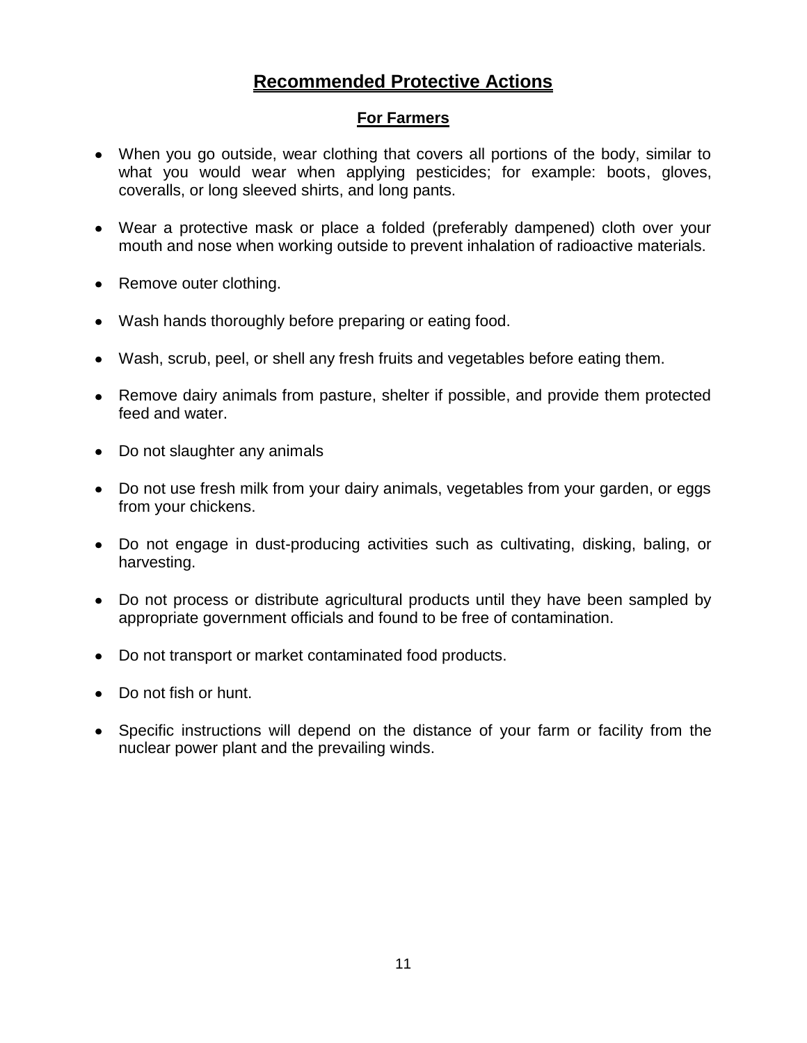## Recommended Protective Actions

### For Farmers

- When you go outside, wear clothing that covers all portions of the body, similar to what you would wear when applying pesticides; for example: boots, gloves, coveralls, or long sleeved shirts, and long pants.
- Wear a protective mask or place a folded (preferably dampened) cloth over your mouth and nose when working outside to prevent inhalation of radioactive materials.
- Remove outer clothing.
- Wash hands thoroughly before preparing or eating food.
- Wash, scrub, peel, or shell any fresh fruits and vegetables before eating them.
- Remove dairy animals from pasture, shelter if possible, and provide them protected feed and water.
- Do not slaughter any animals
- Do not use fresh milk from your dairy animals, vegetables from your garden, or eggs from your chickens.
- Do not engage in dust-producing activities such as cultivating, disking, baling, or harvesting.
- Do not process or distribute agricultural products until they have been sampled by appropriate government officials and found to be free of contamination.
- Do not transport or market contaminated food products.
- Do not fish or hunt.
- Specific instructions will depend on the distance of your farm or facility from the nuclear power plant and the prevailing winds.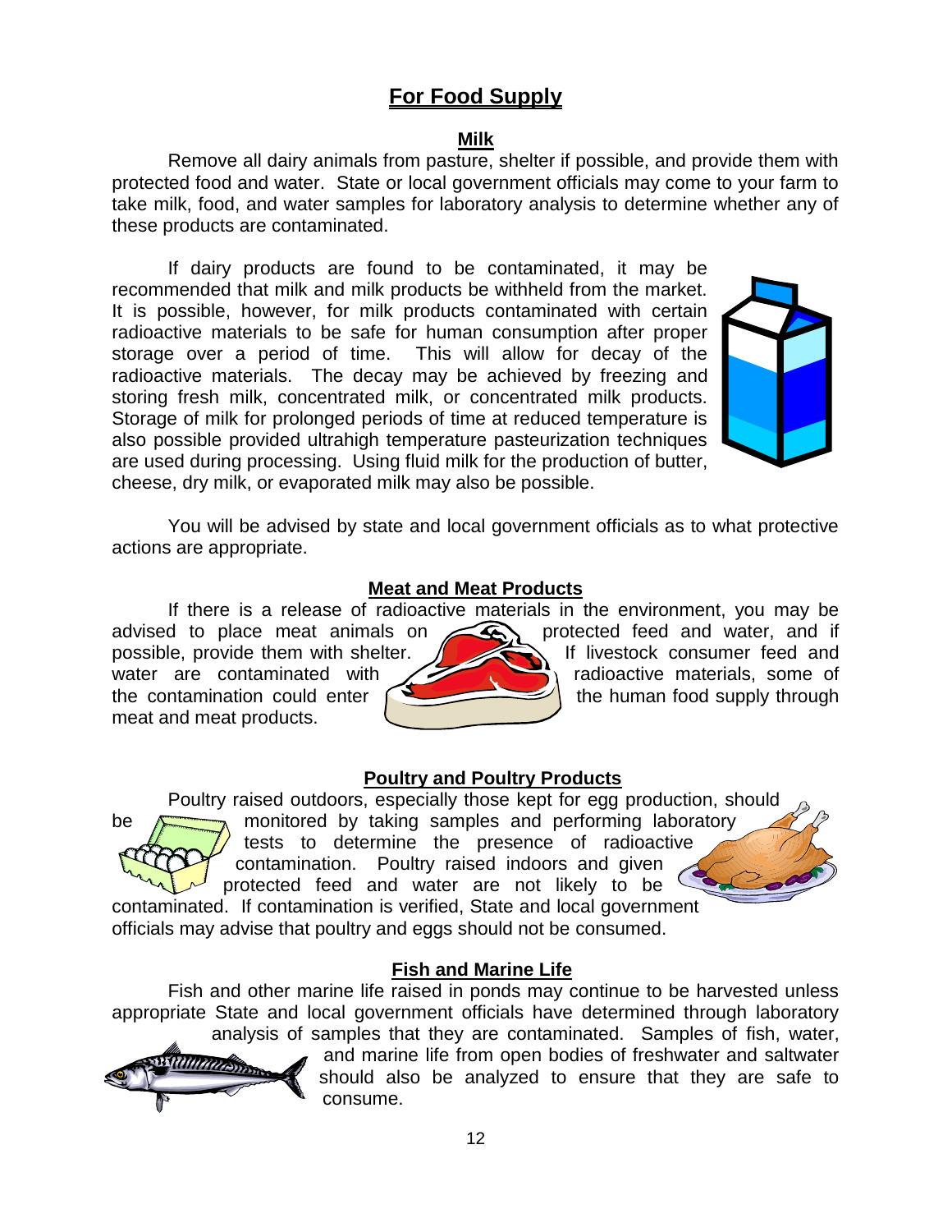## For Food Supply

### Milk

Remove all dairy animals from pasture, shelter if possible, and provide them with protected food and water. State or local government officials may come to your farm to take milk, food, and water samples for laboratory analysis to determine whether any of these products are contaminated.

If dairy products are found to be contaminated, it may be recommended that milk and milk products be withheld from the market. It is possible, however, for milk products contaminated with certain radioactive materials to be safe for human consumption after proper storage over a period of time. This will allow for decay of the radioactive materials. The decay may be achieved by freezing and storing fresh milk, concentrated milk, or concentrated milk products. Storage of milk for prolonged periods of time at reduced temperature is also possible provided ultrahigh temperature pasteurization techniques are used during processing. Using fluid milk for the production of butter, cheese, dry milk, or evaporated milk may also be possible.

You will be advised by state and local government officials as to what protective actions are appropriate.

### Meat and Meat Products

If there is a release of radioactive materials in the environment, you may be advised to place meat animals on protected feed and water, and if possible, provide them with shelter. If livestock consumer feed and water are contaminated with radioactive materials, some of the contamination could enter the human food supply through meat and meat products.

### Poultry and Poultry Products

Poultry raised outdoors, especially those kept for egg production, should be monitored by taking samples and performing laboratory tests to determine the presence of radioactive contamination. Poultry raised indoors and given protected feed and water are not likely to be contaminated. If contamination is verified, State and local government officials may advise that poultry and eggs should not be consumed.

### Fish and Marine Life

Fish and other marine life raised in ponds may continue to be harvested unless appropriate State and local government officials have determined through laboratory analysis of samples that they are contaminated. Samples of fish, water, and marine life from open bodies of freshwater and saltwater should also be analyzed to ensure that they are safe to consume.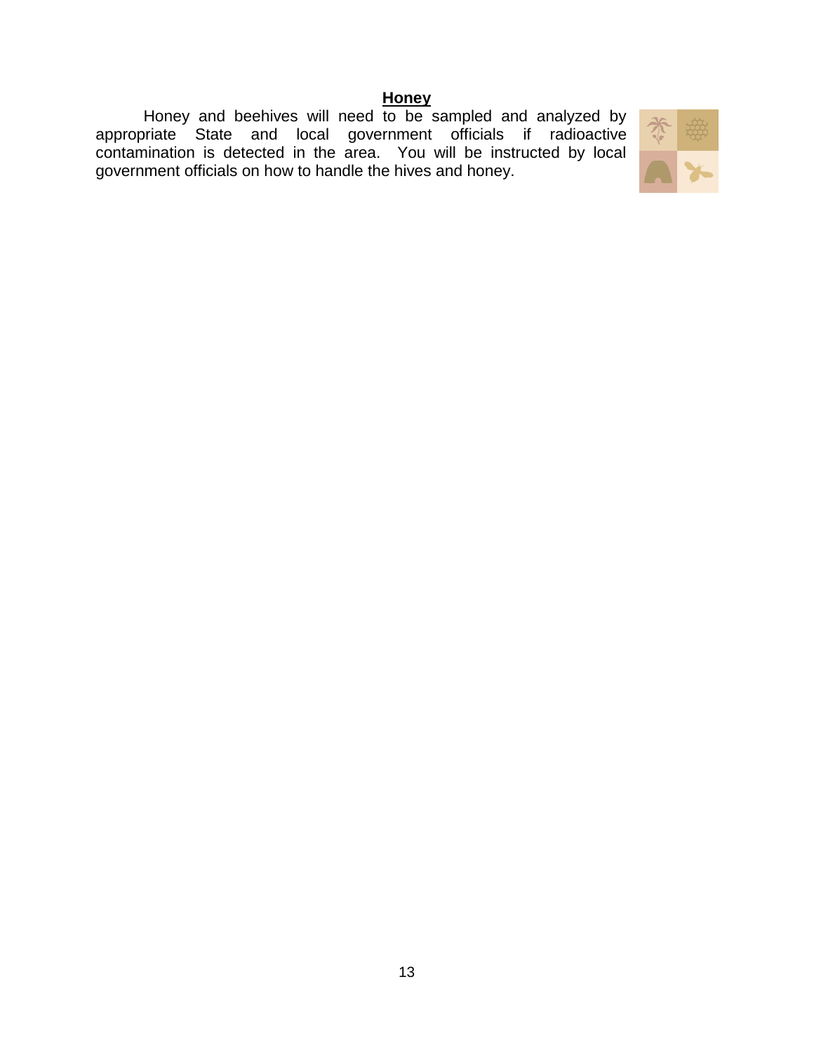## Honey

Honey and beehives will need to be sampled and analyzed by appropriate State and local government officials if radioactive contamination is detected in the area. You will be instructed by local government officials on how to handle the hives and honey.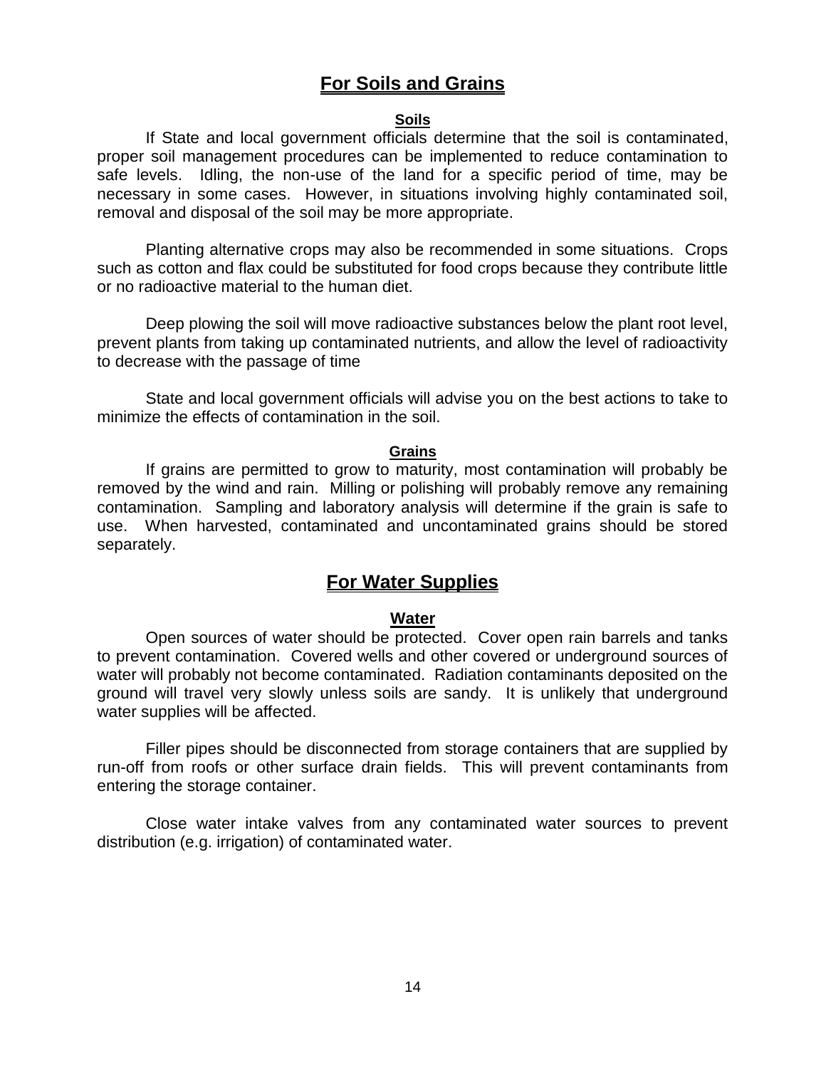## For Soils and Grains

### Soils

If State and local government officials determine that the soil is contaminated, proper soil management procedures can be implemented to reduce contamination to safe levels. Idling, the non-use of the land for a specific period of time, may be necessary in some cases. However, in situations involving highly contaminated soil, removal and disposal of the soil may be more appropriate.

Planting alternative crops may also be recommended in some situations. Crops such as cotton and flax could be substituted for food crops because they contribute little or no radioactive material to the human diet.

Deep plowing the soil will move radioactive substances below the plant root level, prevent plants from taking up contaminated nutrients, and allow the level of radioactivity to decrease with the passage of time

State and local government officials will advise you on the best actions to take to minimize the effects of contamination in the soil.

### Grains

If grains are permitted to grow to maturity, most contamination will probably be removed by the wind and rain. Milling or polishing will probably remove any remaining contamination. Sampling and laboratory analysis will determine if the grain is safe to use. When harvested, contaminated and uncontaminated grains should be stored separately.

## For Water Supplies

### Water

Open sources of water should be protected. Cover open rain barrels and tanks to prevent contamination. Covered wells and other covered or underground sources of water will probably not become contaminated. Radiation contaminants deposited on the ground will travel very slowly unless soils are sandy. It is unlikely that underground water supplies will be affected.

Filler pipes should be disconnected from storage containers that are supplied by run-off from roofs or other surface drain fields. This will prevent contaminants from entering the storage container.

Close water intake valves from any contaminated water sources to prevent distribution (e.g. irrigation) of contaminated water.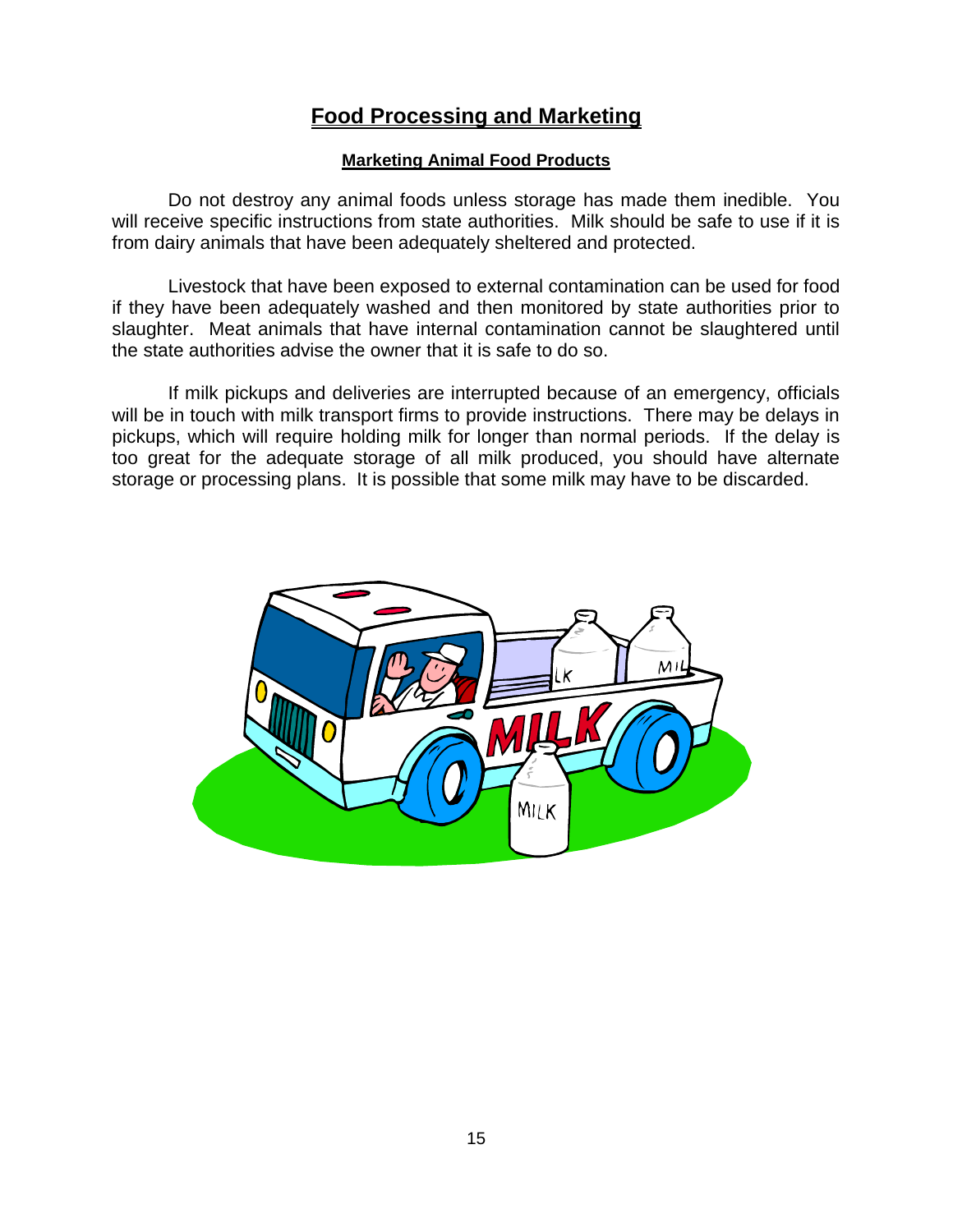# Food Processing and Marketing

## Marketing Animal Food Products

Do not destroy any animal foods unless storage has made them inedible. You will receive specific instructions from state authorities. Milk should be safe to use if it is from dairy animals that have been adequately sheltered and protected.

Livestock that have been exposed to external contamination can be used for food if they have been adequately washed and then monitored by state authorities prior to slaughter. Meat animals that have internal contamination cannot be slaughtered until the state authorities advise the owner that it is safe to do so.

If milk pickups and deliveries are interrupted because of an emergency, officials will be in touch with milk transport firms to provide instructions. There may be delays in pickups, which will require holding milk for longer than normal periods. If the delay is too great for the adequate storage of all milk produced, you should have alternate storage or processing plans. It is possible that some milk may have to be discarded.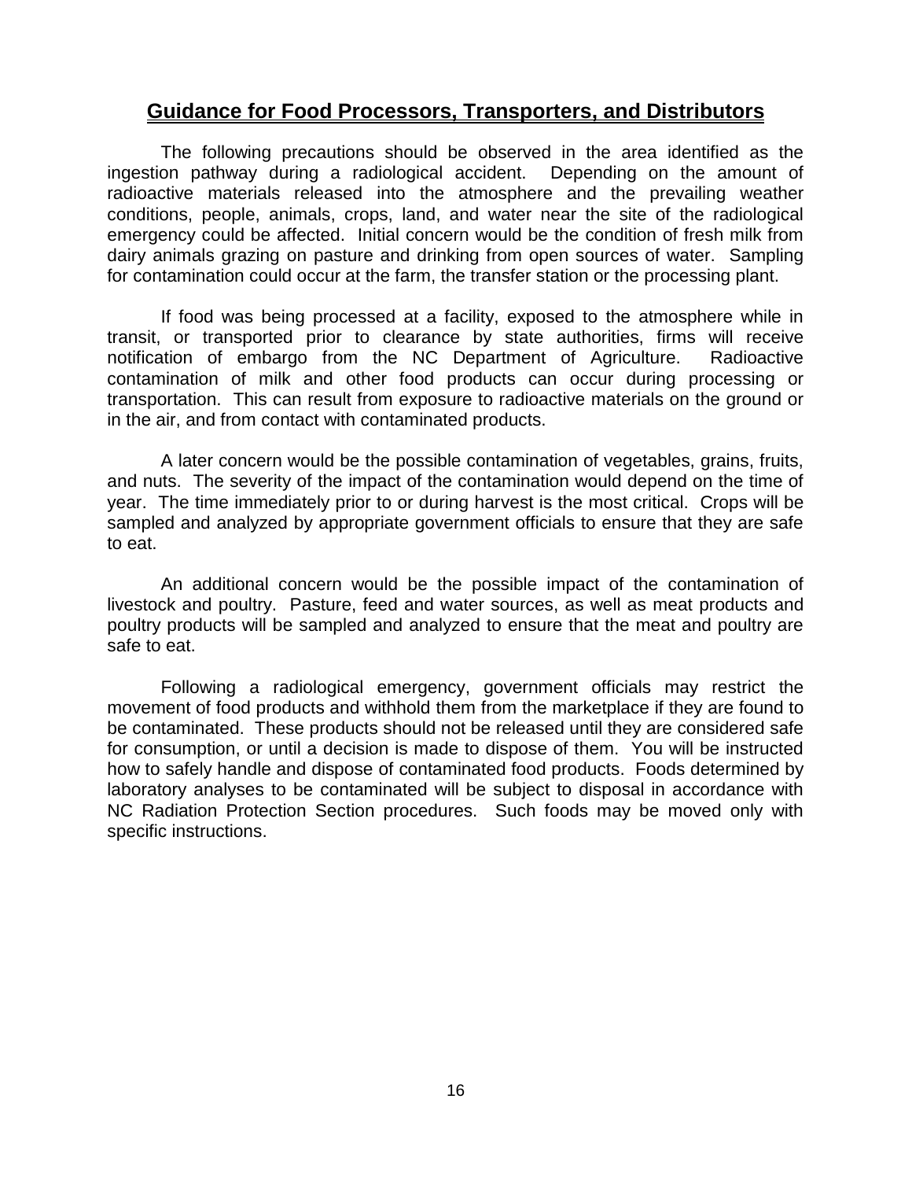## Guidance for Food Processors, Transporters, and Distributors

The following precautions should be observed in the area identified as the ingestion pathway during a radiological accident. Depending on the amount of radioactive materials released into the atmosphere and the prevailing weather conditions, people, animals, crops, land, and water near the site of the radiological emergency could be affected. Initial concern would be the condition of fresh milk from dairy animals grazing on pasture and drinking from open sources of water. Sampling for contamination could occur at the farm, the transfer station or the processing plant.

If food was being processed at a facility, exposed to the atmosphere while in transit, or transported prior to clearance by state authorities, firms will receive notification of embargo from the NC Department of Agriculture. Radioactive contamination of milk and other food products can occur during processing or transportation. This can result from exposure to radioactive materials on the ground or in the air, and from contact with contaminated products.

A later concern would be the possible contamination of vegetables, grains, fruits, and nuts. The severity of the impact of the contamination would depend on the time of year. The time immediately prior to or during harvest is the most critical. Crops will be sampled and analyzed by appropriate government officials to ensure that they are safe to eat.

An additional concern would be the possible impact of the contamination of livestock and poultry. Pasture, feed and water sources, as well as meat products and poultry products will be sampled and analyzed to ensure that the meat and poultry are safe to eat.

Following a radiological emergency, government officials may restrict the movement of food products and withhold them from the marketplace if they are found to be contaminated. These products should not be released until they are considered safe for consumption, or until a decision is made to dispose of them. You will be instructed how to safely handle and dispose of contaminated food products. Foods determined by laboratory analyses to be contaminated will be subject to disposal in accordance with NC Radiation Protection Section procedures. Such foods may be moved only with specific instructions.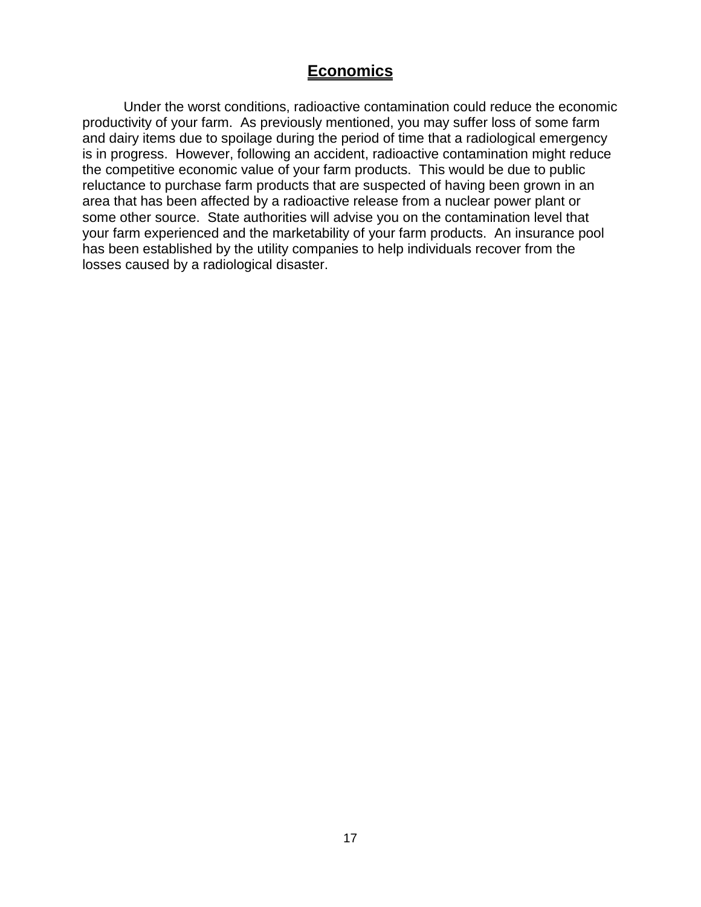## Economics

Under the worst conditions, radioactive contamination could reduce the economic productivity of your farm. As previously mentioned, you may suffer loss of some farm and dairy items due to spoilage during the period of time that a radiological emergency is in progress. However, following an accident, radioactive contamination might reduce the competitive economic value of your farm products. This would be due to public reluctance to purchase farm products that are suspected of having been grown in an area that has been affected by a radioactive release from a nuclear power plant or some other source. State authorities will advise you on the contamination level that your farm experienced and the marketability of your farm products. An insurance pool has been established by the utility companies to help individuals recover from the losses caused by a radiological disaster.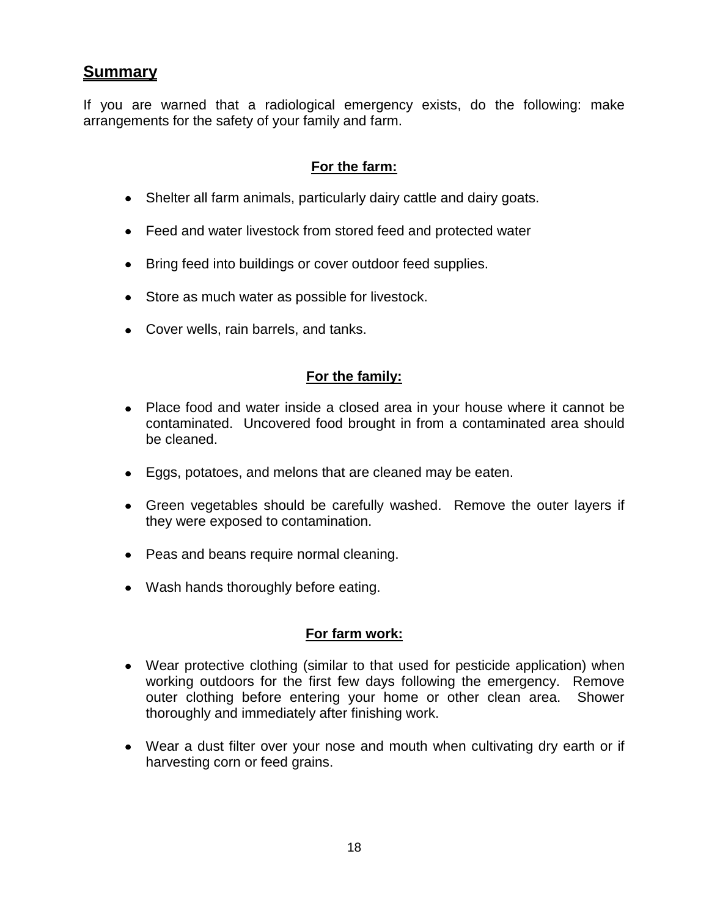## Summary

If you are warned that a radiological emergency exists, do the following: make arrangements for the safety of your family and farm.

### For the farm:

- Shelter all farm animals, particularly dairy cattle and dairy goats.
- Feed and water livestock from stored feed and protected water
- Bring feed into buildings or cover outdoor feed supplies.
- Store as much water as possible for livestock.
- Cover wells, rain barrels, and tanks.

### For the family:

- Place food and water inside a closed area in your house where it cannot be contaminated. Uncovered food brought in from a contaminated area should be cleaned.
- Eggs, potatoes, and melons that are cleaned may be eaten.
- Green vegetables should be carefully washed. Remove the outer layers if they were exposed to contamination.
- Peas and beans require normal cleaning.
- Wash hands thoroughly before eating.

### For farm work:

- Wear protective clothing (similar to that used for pesticide application) when working outdoors for the first few days following the emergency. Remove outer clothing before entering your home or other clean area. Shower thoroughly and immediately after finishing work.
- Wear a dust filter over your nose and mouth when cultivating dry earth or if harvesting corn or feed grains.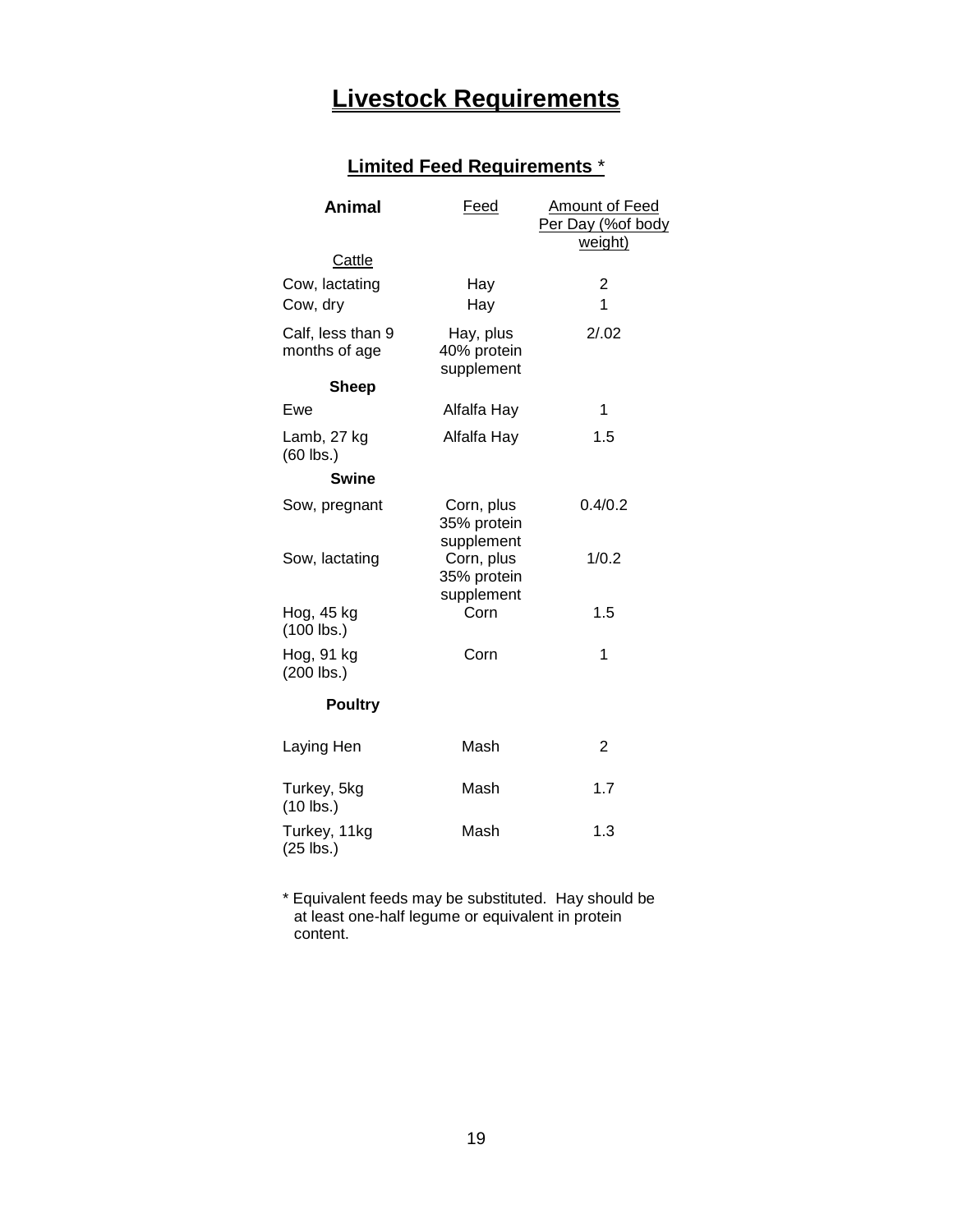# Livestock Requirements

## Limited Feed Requirements *

| Animal | Feed | Amount of Feed Per Day (%of body weight) |
|---|---|---|
| **Cattle** | | |
| Cow, lactating | Hay | 2 |
| Cow, dry | Hay | 1 |
| Calf, less than 9 months of age | Hay, plus 40% protein supplement | 2/.02 |
| **Sheep** | | |
| Ewe | Alfalfa Hay | 1 |
| Lamb, 27 kg (60 lbs.) | Alfalfa Hay | 1.5 |
| **Swine** | | |
| Sow, pregnant | Corn, plus 35% protein supplement | 0.4/0.2 |
| Sow, lactating | Corn, plus 35% protein supplement | 1/0.2 |
| Hog, 45 kg (100 lbs.) | Corn | 1.5 |
| Hog, 91 kg (200 lbs.) | Corn | 1 |
| **Poultry** | | |
| Laying Hen | Mash | 2 |
| Turkey, 5kg (10 lbs.) | Mash | 1.7 |
| Turkey, 11kg (25 lbs.) | Mash | 1.3 |

* Equivalent feeds may be substituted. Hay should be at least one-half legume or equivalent in protein content.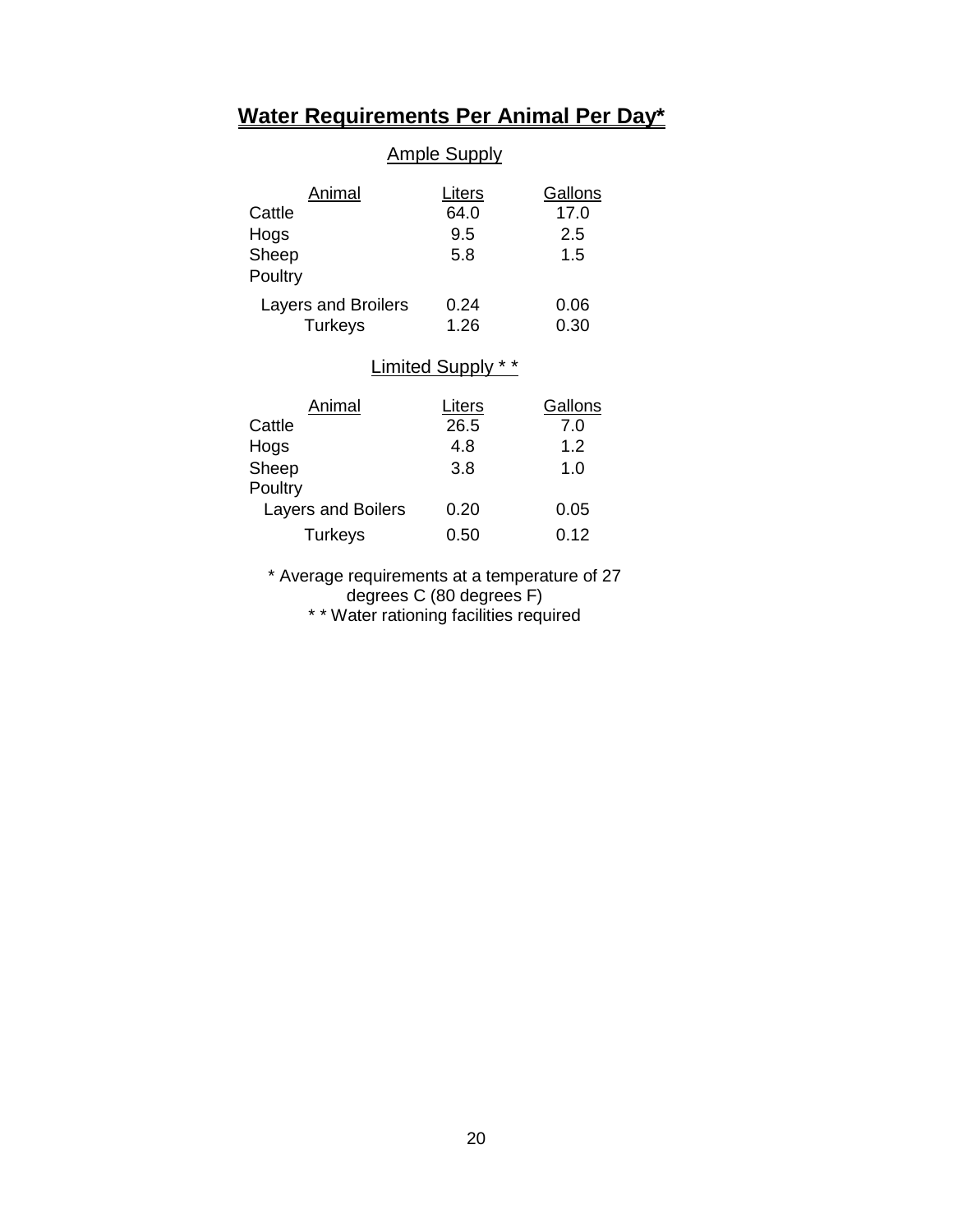## **Water Requirements Per Animal Per Day***

### Ample Supply

| Animal | Liters | Gallons |
|---|---|---|
| Cattle | 64.0 | 17.0 |
| Hogs | 9.5 | 2.5 |
| Sheep | 5.8 | 1.5 |
| Poultry | | |
| Layers and Broilers | 0.24 | 0.06 |
| Turkeys | 1.26 | 0.30 |

### Limited Supply * *

| Animal | Liters | Gallons |
|---|---|---|
| Cattle | 26.5 | 7.0 |
| Hogs | 4.8 | 1.2 |
| Sheep | 3.8 | 1.0 |
| Poultry | | |
| Layers and Boilers | 0.20 | 0.05 |
| Turkeys | 0.50 | 0.12 |

\* Average requirements at a temperature of 27 degrees C (80 degrees F)

\* * Water rationing facilities required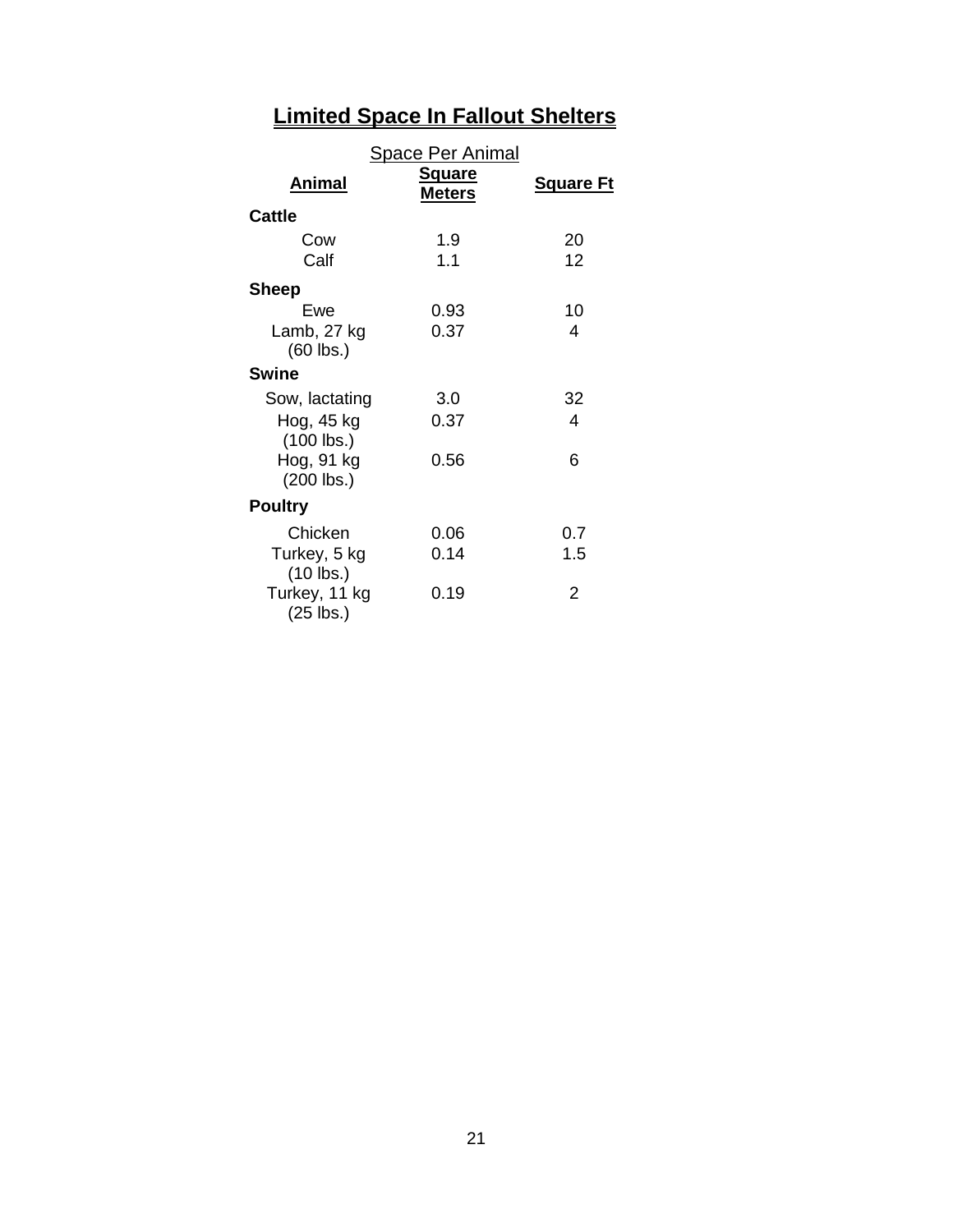## Limited Space In Fallout Shelters

| | Space Per Animal | |
|---|---|---|
| **Animal** | **Square Meters** | **Square Ft** |
| **Cattle** | | |
| Cow | 1.9 | 20 |
| Calf | 1.1 | 12 |
| **Sheep** | | |
| Ewe | 0.93 | 10 |
| Lamb, 27 kg (60 lbs.) | 0.37 | 4 |
| **Swine** | | |
| Sow, lactating | 3.0 | 32 |
| Hog, 45 kg (100 lbs.) | 0.37 | 4 |
| Hog, 91 kg (200 lbs.) | 0.56 | 6 |
| **Poultry** | | |
| Chicken | 0.06 | 0.7 |
| Turkey, 5 kg (10 lbs.) | 0.14 | 1.5 |
| Turkey, 11 kg (25 lbs.) | 0.19 | 2 |